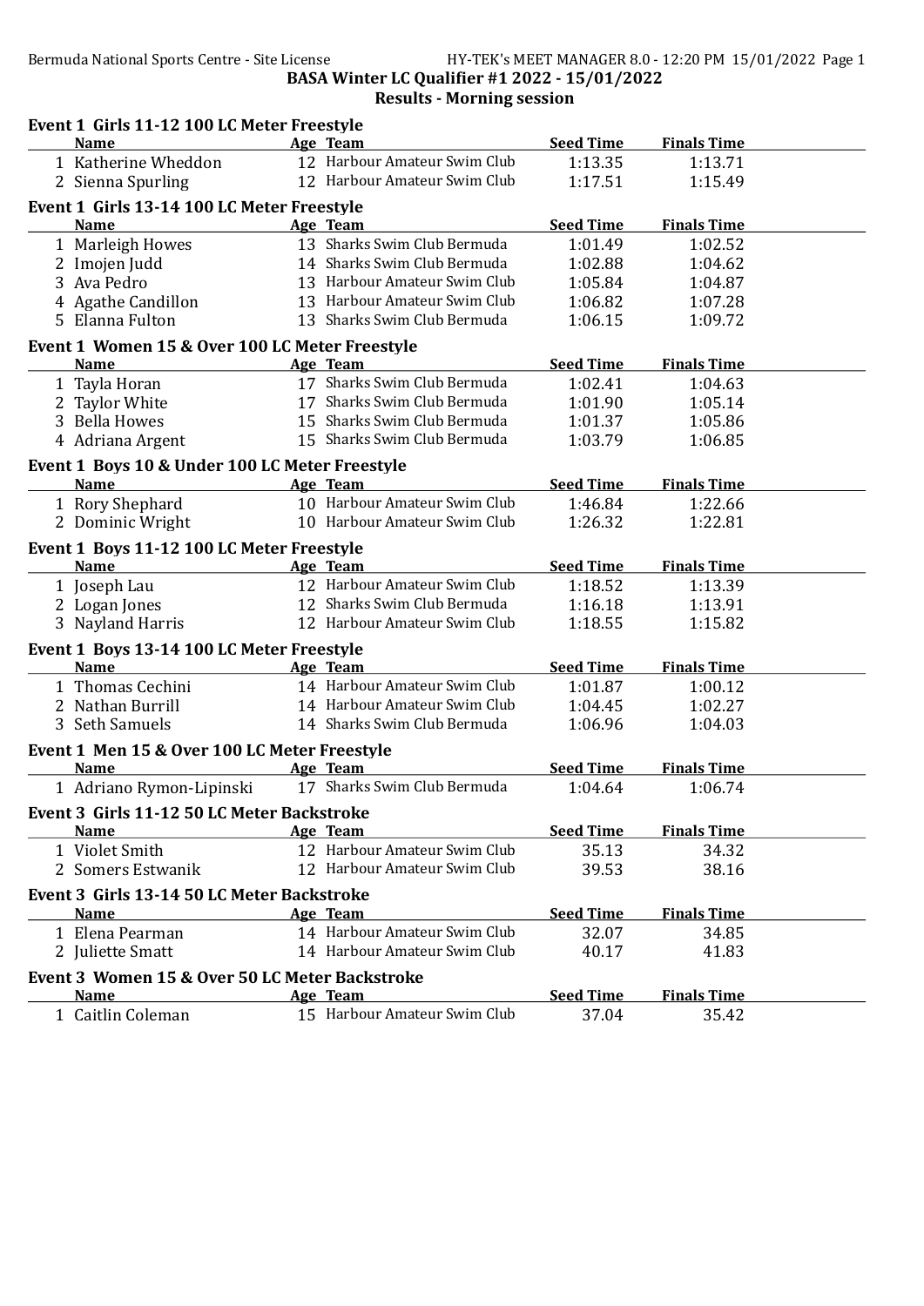# BASA Winter LC Qualifier #1 2022 - 15/01/2022

## Results - Morning session

### Event 1 Girls 11-12 100 LC Meter Freestyle

| | Name | Age | Team | Seed Time | Finals Time |
|---|---|---|---|---|---|
| 1 | Katherine Wheddon | 12 | Harbour Amateur Swim Club | 1:13.35 | 1:13.71 |
| 2 | Sienna Spurling | 12 | Harbour Amateur Swim Club | 1:17.51 | 1:15.49 |

### Event 1 Girls 13-14 100 LC Meter Freestyle

| | Name | Age | Team | Seed Time | Finals Time |
|---|---|---|---|---|---|
| 1 | Marleigh Howes | 13 | Sharks Swim Club Bermuda | 1:01.49 | 1:02.52 |
| 2 | Imojen Judd | 14 | Sharks Swim Club Bermuda | 1:02.88 | 1:04.62 |
| 3 | Ava Pedro | 13 | Harbour Amateur Swim Club | 1:05.84 | 1:04.87 |
| 4 | Agathe Candillon | 13 | Harbour Amateur Swim Club | 1:06.82 | 1:07.28 |
| 5 | Elanna Fulton | 13 | Sharks Swim Club Bermuda | 1:06.15 | 1:09.72 |

### Event 1 Women 15 & Over 100 LC Meter Freestyle

| | Name | Age | Team | Seed Time | Finals Time |
|---|---|---|---|---|---|
| 1 | Tayla Horan | 17 | Sharks Swim Club Bermuda | 1:02.41 | 1:04.63 |
| 2 | Taylor White | 17 | Sharks Swim Club Bermuda | 1:01.90 | 1:05.14 |
| 3 | Bella Howes | 15 | Sharks Swim Club Bermuda | 1:01.37 | 1:05.86 |
| 4 | Adriana Argent | 15 | Sharks Swim Club Bermuda | 1:03.79 | 1:06.85 |

### Event 1 Boys 10 & Under 100 LC Meter Freestyle

| | Name | Age | Team | Seed Time | Finals Time |
|---|---|---|---|---|---|
| 1 | Rory Shephard | 10 | Harbour Amateur Swim Club | 1:46.84 | 1:22.66 |
| 2 | Dominic Wright | 10 | Harbour Amateur Swim Club | 1:26.32 | 1:22.81 |

### Event 1 Boys 11-12 100 LC Meter Freestyle

| | Name | Age | Team | Seed Time | Finals Time |
|---|---|---|---|---|---|
| 1 | Joseph Lau | 12 | Harbour Amateur Swim Club | 1:18.52 | 1:13.39 |
| 2 | Logan Jones | 12 | Sharks Swim Club Bermuda | 1:16.18 | 1:13.91 |
| 3 | Nayland Harris | 12 | Harbour Amateur Swim Club | 1:18.55 | 1:15.82 |

### Event 1 Boys 13-14 100 LC Meter Freestyle

| | Name | Age | Team | Seed Time | Finals Time |
|---|---|---|---|---|---|
| 1 | Thomas Cechini | 14 | Harbour Amateur Swim Club | 1:01.87 | 1:00.12 |
| 2 | Nathan Burrill | 14 | Harbour Amateur Swim Club | 1:04.45 | 1:02.27 |
| 3 | Seth Samuels | 14 | Sharks Swim Club Bermuda | 1:06.96 | 1:04.03 |

### Event 1 Men 15 & Over 100 LC Meter Freestyle

| | Name | Age | Team | Seed Time | Finals Time |
|---|---|---|---|---|---|
| 1 | Adriano Rymon-Lipinski | 17 | Sharks Swim Club Bermuda | 1:04.64 | 1:06.74 |

### Event 3 Girls 11-12 50 LC Meter Backstroke

| | Name | Age | Team | Seed Time | Finals Time |
|---|---|---|---|---|---|
| 1 | Violet Smith | 12 | Harbour Amateur Swim Club | 35.13 | 34.32 |
| 2 | Somers Estwanik | 12 | Harbour Amateur Swim Club | 39.53 | 38.16 |

### Event 3 Girls 13-14 50 LC Meter Backstroke

| | Name | Age | Team | Seed Time | Finals Time |
|---|---|---|---|---|---|
| 1 | Elena Pearman | 14 | Harbour Amateur Swim Club | 32.07 | 34.85 |
| 2 | Juliette Smatt | 14 | Harbour Amateur Swim Club | 40.17 | 41.83 |

### Event 3 Women 15 & Over 50 LC Meter Backstroke

| | Name | Age | Team | Seed Time | Finals Time |
|---|---|---|---|---|---|
| 1 | Caitlin Coleman | 15 | Harbour Amateur Swim Club | 37.04 | 35.42 |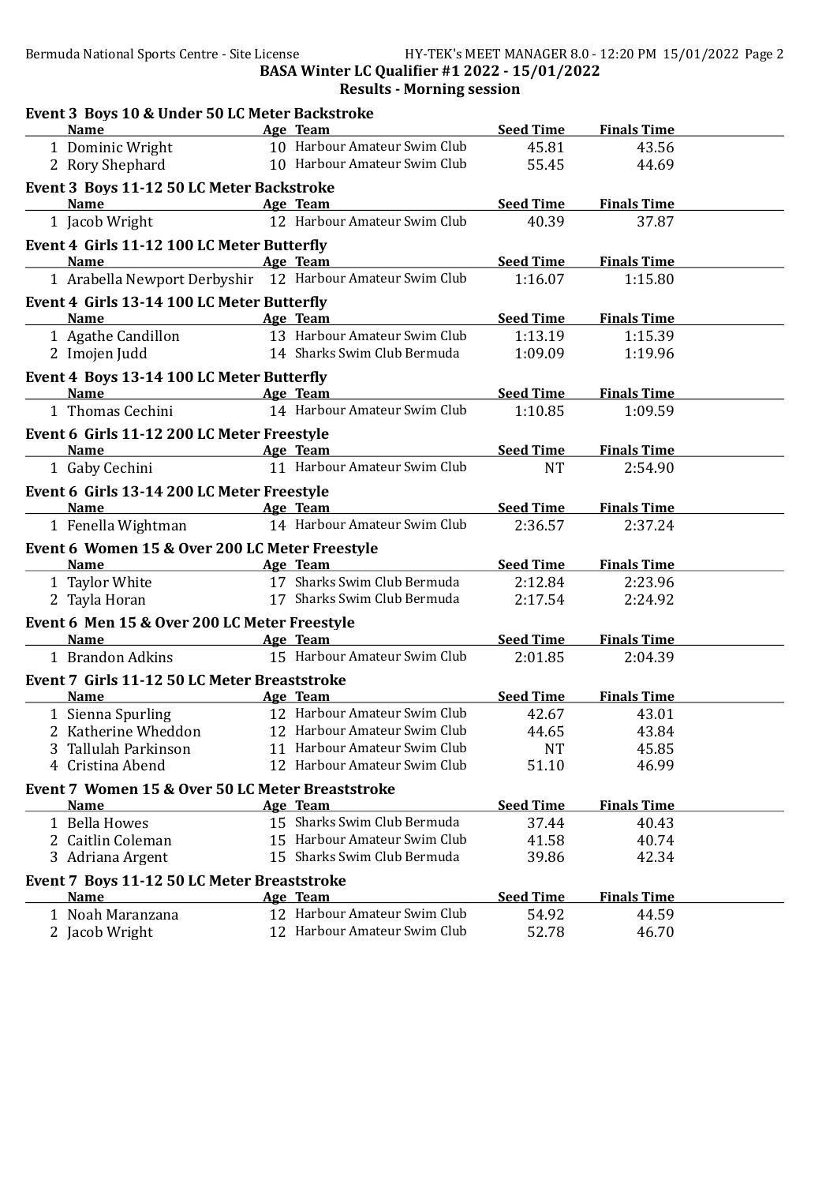## BASA Winter LC Qualifier #1 2022 - 15/01/2022

### Results - Morning session

**Event 3 Boys 10 & Under 50 LC Meter Backstroke**

| | Name | Age | Team | Seed Time | Finals Time |
|---|---|---|---|---|---|
| 1 | Dominic Wright | 10 | Harbour Amateur Swim Club | 45.81 | 43.56 |
| 2 | Rory Shephard | 10 | Harbour Amateur Swim Club | 55.45 | 44.69 |

**Event 3 Boys 11-12 50 LC Meter Backstroke**

| | Name | Age | Team | Seed Time | Finals Time |
|---|---|---|---|---|---|
| 1 | Jacob Wright | 12 | Harbour Amateur Swim Club | 40.39 | 37.87 |

**Event 4 Girls 11-12 100 LC Meter Butterfly**

| | Name | Age | Team | Seed Time | Finals Time |
|---|---|---|---|---|---|
| 1 | Arabella Newport Derbyshir | 12 | Harbour Amateur Swim Club | 1:16.07 | 1:15.80 |

**Event 4 Girls 13-14 100 LC Meter Butterfly**

| | Name | Age | Team | Seed Time | Finals Time |
|---|---|---|---|---|---|
| 1 | Agathe Candillon | 13 | Harbour Amateur Swim Club | 1:13.19 | 1:15.39 |
| 2 | Imojen Judd | 14 | Sharks Swim Club Bermuda | 1:09.09 | 1:19.96 |

**Event 4 Boys 13-14 100 LC Meter Butterfly**

| | Name | Age | Team | Seed Time | Finals Time |
|---|---|---|---|---|---|
| 1 | Thomas Cechini | 14 | Harbour Amateur Swim Club | 1:10.85 | 1:09.59 |

**Event 6 Girls 11-12 200 LC Meter Freestyle**

| | Name | Age | Team | Seed Time | Finals Time |
|---|---|---|---|---|---|
| 1 | Gaby Cechini | 11 | Harbour Amateur Swim Club | NT | 2:54.90 |

**Event 6 Girls 13-14 200 LC Meter Freestyle**

| | Name | Age | Team | Seed Time | Finals Time |
|---|---|---|---|---|---|
| 1 | Fenella Wightman | 14 | Harbour Amateur Swim Club | 2:36.57 | 2:37.24 |

**Event 6 Women 15 & Over 200 LC Meter Freestyle**

| | Name | Age | Team | Seed Time | Finals Time |
|---|---|---|---|---|---|
| 1 | Taylor White | 17 | Sharks Swim Club Bermuda | 2:12.84 | 2:23.96 |
| 2 | Tayla Horan | 17 | Sharks Swim Club Bermuda | 2:17.54 | 2:24.92 |

**Event 6 Men 15 & Over 200 LC Meter Freestyle**

| | Name | Age | Team | Seed Time | Finals Time |
|---|---|---|---|---|---|
| 1 | Brandon Adkins | 15 | Harbour Amateur Swim Club | 2:01.85 | 2:04.39 |

**Event 7 Girls 11-12 50 LC Meter Breaststroke**

| | Name | Age | Team | Seed Time | Finals Time |
|---|---|---|---|---|---|
| 1 | Sienna Spurling | 12 | Harbour Amateur Swim Club | 42.67 | 43.01 |
| 2 | Katherine Wheddon | 12 | Harbour Amateur Swim Club | 44.65 | 43.84 |
| 3 | Tallulah Parkinson | 11 | Harbour Amateur Swim Club | NT | 45.85 |
| 4 | Cristina Abend | 12 | Harbour Amateur Swim Club | 51.10 | 46.99 |

**Event 7 Women 15 & Over 50 LC Meter Breaststroke**

| | Name | Age | Team | Seed Time | Finals Time |
|---|---|---|---|---|---|
| 1 | Bella Howes | 15 | Sharks Swim Club Bermuda | 37.44 | 40.43 |
| 2 | Caitlin Coleman | 15 | Harbour Amateur Swim Club | 41.58 | 40.74 |
| 3 | Adriana Argent | 15 | Sharks Swim Club Bermuda | 39.86 | 42.34 |

**Event 7 Boys 11-12 50 LC Meter Breaststroke**

| | Name | Age | Team | Seed Time | Finals Time |
|---|---|---|---|---|---|
| 1 | Noah Maranzana | 12 | Harbour Amateur Swim Club | 54.92 | 44.59 |
| 2 | Jacob Wright | 12 | Harbour Amateur Swim Club | 52.78 | 46.70 |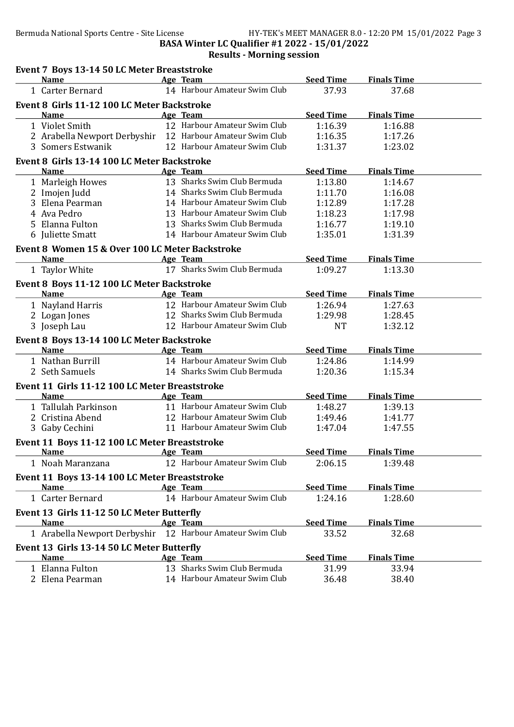BASA Winter LC Qualifier #1 2022 - 15/01/2022

Results - Morning session

### Event 7 Boys 13-14 50 LC Meter Breaststroke

| | Name | Age | Team | Seed Time | Finals Time |
|---|---|---|---|---|---|
| 1 | Carter Bernard | 14 | Harbour Amateur Swim Club | 37.93 | 37.68 |

### Event 8 Girls 11-12 100 LC Meter Backstroke

| | Name | Age | Team | Seed Time | Finals Time |
|---|---|---|---|---|---|
| 1 | Violet Smith | 12 | Harbour Amateur Swim Club | 1:16.39 | 1:16.88 |
| 2 | Arabella Newport Derbyshir | 12 | Harbour Amateur Swim Club | 1:16.35 | 1:17.26 |
| 3 | Somers Estwanik | 12 | Harbour Amateur Swim Club | 1:31.37 | 1:23.02 |

### Event 8 Girls 13-14 100 LC Meter Backstroke

| | Name | Age | Team | Seed Time | Finals Time |
|---|---|---|---|---|---|
| 1 | Marleigh Howes | 13 | Sharks Swim Club Bermuda | 1:13.80 | 1:14.67 |
| 2 | Imojen Judd | 14 | Sharks Swim Club Bermuda | 1:11.70 | 1:16.08 |
| 3 | Elena Pearman | 14 | Harbour Amateur Swim Club | 1:12.89 | 1:17.28 |
| 4 | Ava Pedro | 13 | Harbour Amateur Swim Club | 1:18.23 | 1:17.98 |
| 5 | Elanna Fulton | 13 | Sharks Swim Club Bermuda | 1:16.77 | 1:19.10 |
| 6 | Juliette Smatt | 14 | Harbour Amateur Swim Club | 1:35.01 | 1:31.39 |

### Event 8 Women 15 & Over 100 LC Meter Backstroke

| | Name | Age | Team | Seed Time | Finals Time |
|---|---|---|---|---|---|
| 1 | Taylor White | 17 | Sharks Swim Club Bermuda | 1:09.27 | 1:13.30 |

### Event 8 Boys 11-12 100 LC Meter Backstroke

| | Name | Age | Team | Seed Time | Finals Time |
|---|---|---|---|---|---|
| 1 | Nayland Harris | 12 | Harbour Amateur Swim Club | 1:26.94 | 1:27.63 |
| 2 | Logan Jones | 12 | Sharks Swim Club Bermuda | 1:29.98 | 1:28.45 |
| 3 | Joseph Lau | 12 | Harbour Amateur Swim Club | NT | 1:32.12 |

### Event 8 Boys 13-14 100 LC Meter Backstroke

| | Name | Age | Team | Seed Time | Finals Time |
|---|---|---|---|---|---|
| 1 | Nathan Burrill | 14 | Harbour Amateur Swim Club | 1:24.86 | 1:14.99 |
| 2 | Seth Samuels | 14 | Sharks Swim Club Bermuda | 1:20.36 | 1:15.34 |

### Event 11 Girls 11-12 100 LC Meter Breaststroke

| | Name | Age | Team | Seed Time | Finals Time |
|---|---|---|---|---|---|
| 1 | Tallulah Parkinson | 11 | Harbour Amateur Swim Club | 1:48.27 | 1:39.13 |
| 2 | Cristina Abend | 12 | Harbour Amateur Swim Club | 1:49.46 | 1:41.77 |
| 3 | Gaby Cechini | 11 | Harbour Amateur Swim Club | 1:47.04 | 1:47.55 |

### Event 11 Boys 11-12 100 LC Meter Breaststroke

| | Name | Age | Team | Seed Time | Finals Time |
|---|---|---|---|---|---|
| 1 | Noah Maranzana | 12 | Harbour Amateur Swim Club | 2:06.15 | 1:39.48 |

### Event 11 Boys 13-14 100 LC Meter Breaststroke

| | Name | Age | Team | Seed Time | Finals Time |
|---|---|---|---|---|---|
| 1 | Carter Bernard | 14 | Harbour Amateur Swim Club | 1:24.16 | 1:28.60 |

### Event 13 Girls 11-12 50 LC Meter Butterfly

| | Name | Age | Team | Seed Time | Finals Time |
|---|---|---|---|---|---|
| 1 | Arabella Newport Derbyshir | 12 | Harbour Amateur Swim Club | 33.52 | 32.68 |

### Event 13 Girls 13-14 50 LC Meter Butterfly

| | Name | Age | Team | Seed Time | Finals Time |
|---|---|---|---|---|---|
| 1 | Elanna Fulton | 13 | Sharks Swim Club Bermuda | 31.99 | 33.94 |
| 2 | Elena Pearman | 14 | Harbour Amateur Swim Club | 36.48 | 38.40 |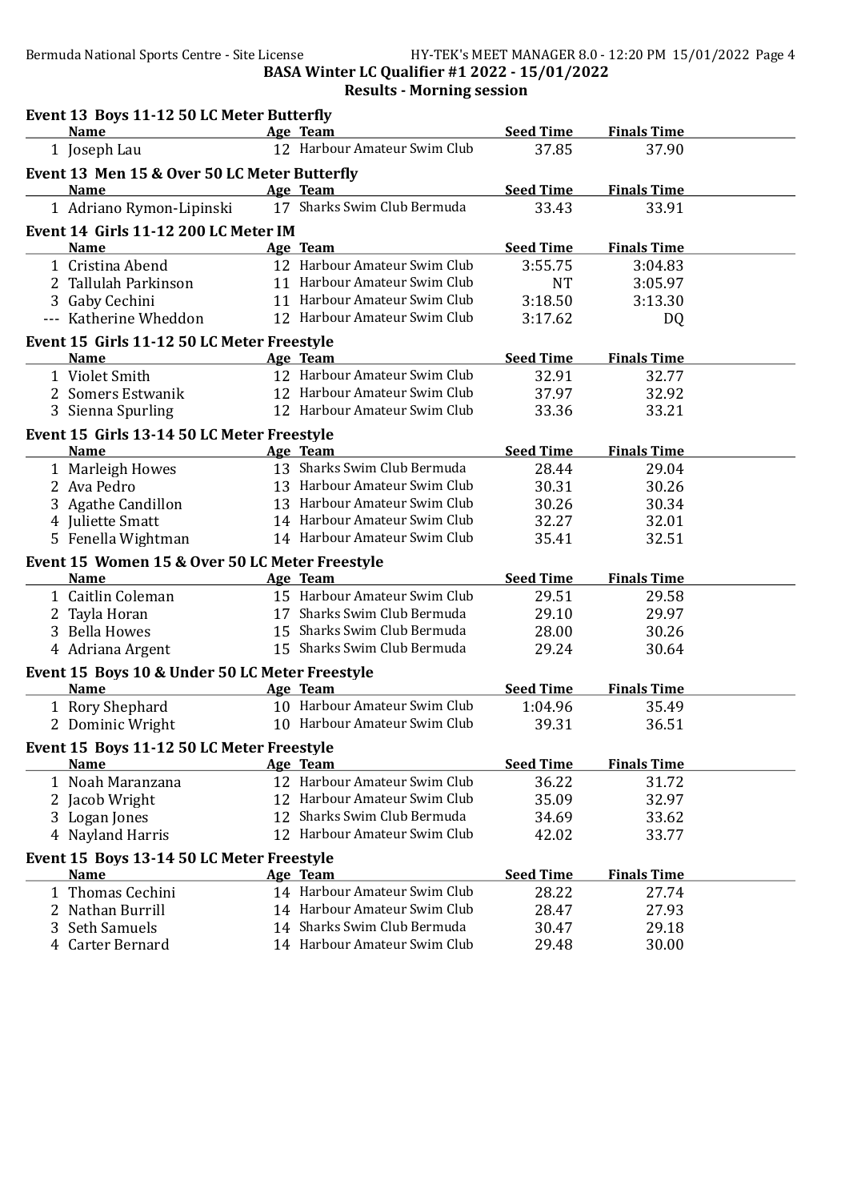**BASA Winter LC Qualifier #1 2022 - 15/01/2022**

**Results - Morning session**

### Event 13 Boys 11-12 50 LC Meter Butterfly

| | Name | Age | Team | Seed Time | Finals Time |
|---|---|---|---|---|---|
| 1 | Joseph Lau | 12 | Harbour Amateur Swim Club | 37.85 | 37.90 |

### Event 13 Men 15 & Over 50 LC Meter Butterfly

| | Name | Age | Team | Seed Time | Finals Time |
|---|---|---|---|---|---|
| 1 | Adriano Rymon-Lipinski | 17 | Sharks Swim Club Bermuda | 33.43 | 33.91 |

### Event 14 Girls 11-12 200 LC Meter IM

| | Name | Age | Team | Seed Time | Finals Time |
|---|---|---|---|---|---|
| 1 | Cristina Abend | 12 | Harbour Amateur Swim Club | 3:55.75 | 3:04.83 |
| 2 | Tallulah Parkinson | 11 | Harbour Amateur Swim Club | NT | 3:05.97 |
| 3 | Gaby Cechini | 11 | Harbour Amateur Swim Club | 3:18.50 | 3:13.30 |
| --- | Katherine Wheddon | 12 | Harbour Amateur Swim Club | 3:17.62 | DQ |

### Event 15 Girls 11-12 50 LC Meter Freestyle

| | Name | Age | Team | Seed Time | Finals Time |
|---|---|---|---|---|---|
| 1 | Violet Smith | 12 | Harbour Amateur Swim Club | 32.91 | 32.77 |
| 2 | Somers Estwanik | 12 | Harbour Amateur Swim Club | 37.97 | 32.92 |
| 3 | Sienna Spurling | 12 | Harbour Amateur Swim Club | 33.36 | 33.21 |

### Event 15 Girls 13-14 50 LC Meter Freestyle

| | Name | Age | Team | Seed Time | Finals Time |
|---|---|---|---|---|---|
| 1 | Marleigh Howes | 13 | Sharks Swim Club Bermuda | 28.44 | 29.04 |
| 2 | Ava Pedro | 13 | Harbour Amateur Swim Club | 30.31 | 30.26 |
| 3 | Agathe Candillon | 13 | Harbour Amateur Swim Club | 30.26 | 30.34 |
| 4 | Juliette Smatt | 14 | Harbour Amateur Swim Club | 32.27 | 32.01 |
| 5 | Fenella Wightman | 14 | Harbour Amateur Swim Club | 35.41 | 32.51 |

### Event 15 Women 15 & Over 50 LC Meter Freestyle

| | Name | Age | Team | Seed Time | Finals Time |
|---|---|---|---|---|---|
| 1 | Caitlin Coleman | 15 | Harbour Amateur Swim Club | 29.51 | 29.58 |
| 2 | Tayla Horan | 17 | Sharks Swim Club Bermuda | 29.10 | 29.97 |
| 3 | Bella Howes | 15 | Sharks Swim Club Bermuda | 28.00 | 30.26 |
| 4 | Adriana Argent | 15 | Sharks Swim Club Bermuda | 29.24 | 30.64 |

### Event 15 Boys 10 & Under 50 LC Meter Freestyle

| | Name | Age | Team | Seed Time | Finals Time |
|---|---|---|---|---|---|
| 1 | Rory Shephard | 10 | Harbour Amateur Swim Club | 1:04.96 | 35.49 |
| 2 | Dominic Wright | 10 | Harbour Amateur Swim Club | 39.31 | 36.51 |

### Event 15 Boys 11-12 50 LC Meter Freestyle

| | Name | Age | Team | Seed Time | Finals Time |
|---|---|---|---|---|---|
| 1 | Noah Maranzana | 12 | Harbour Amateur Swim Club | 36.22 | 31.72 |
| 2 | Jacob Wright | 12 | Harbour Amateur Swim Club | 35.09 | 32.97 |
| 3 | Logan Jones | 12 | Sharks Swim Club Bermuda | 34.69 | 33.62 |
| 4 | Nayland Harris | 12 | Harbour Amateur Swim Club | 42.02 | 33.77 |

### Event 15 Boys 13-14 50 LC Meter Freestyle

| | Name | Age | Team | Seed Time | Finals Time |
|---|---|---|---|---|---|
| 1 | Thomas Cechini | 14 | Harbour Amateur Swim Club | 28.22 | 27.74 |
| 2 | Nathan Burrill | 14 | Harbour Amateur Swim Club | 28.47 | 27.93 |
| 3 | Seth Samuels | 14 | Sharks Swim Club Bermuda | 30.47 | 29.18 |
| 4 | Carter Bernard | 14 | Harbour Amateur Swim Club | 29.48 | 30.00 |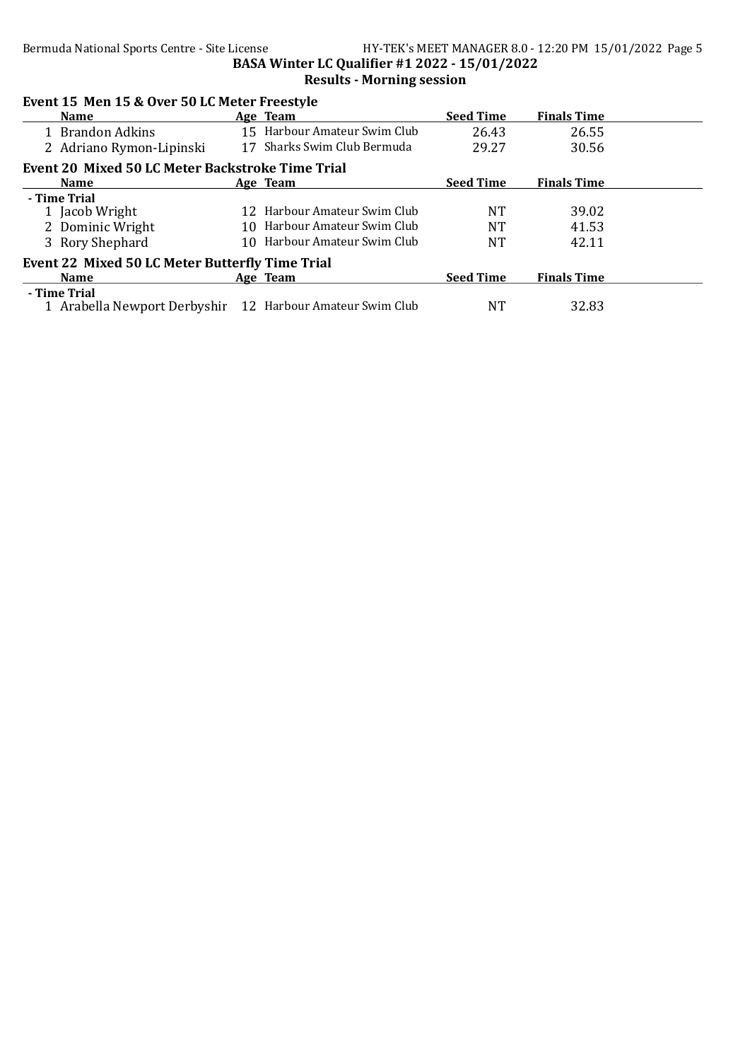### Event 15 Men 15 & Over 50 LC Meter Freestyle

| | Name | Age | Team | Seed Time | Finals Time |
|---|---|---|---|---|---|
| 1 | Brandon Adkins | 15 | Harbour Amateur Swim Club | 26.43 | 26.55 |
| 2 | Adriano Rymon-Lipinski | 17 | Sharks Swim Club Bermuda | 29.27 | 30.56 |

### Event 20 Mixed 50 LC Meter Backstroke Time Trial

| | Name | Age | Team | Seed Time | Finals Time |
|---|---|---|---|---|---|
| - Time Trial | | | | | |
| 1 | Jacob Wright | 12 | Harbour Amateur Swim Club | NT | 39.02 |
| 2 | Dominic Wright | 10 | Harbour Amateur Swim Club | NT | 41.53 |
| 3 | Rory Shephard | 10 | Harbour Amateur Swim Club | NT | 42.11 |

### Event 22 Mixed 50 LC Meter Butterfly Time Trial

| | Name | Age | Team | Seed Time | Finals Time |
|---|---|---|---|---|---|
| - Time Trial | | | | | |
| 1 | Arabella Newport Derbyshir | 12 | Harbour Amateur Swim Club | NT | 32.83 |